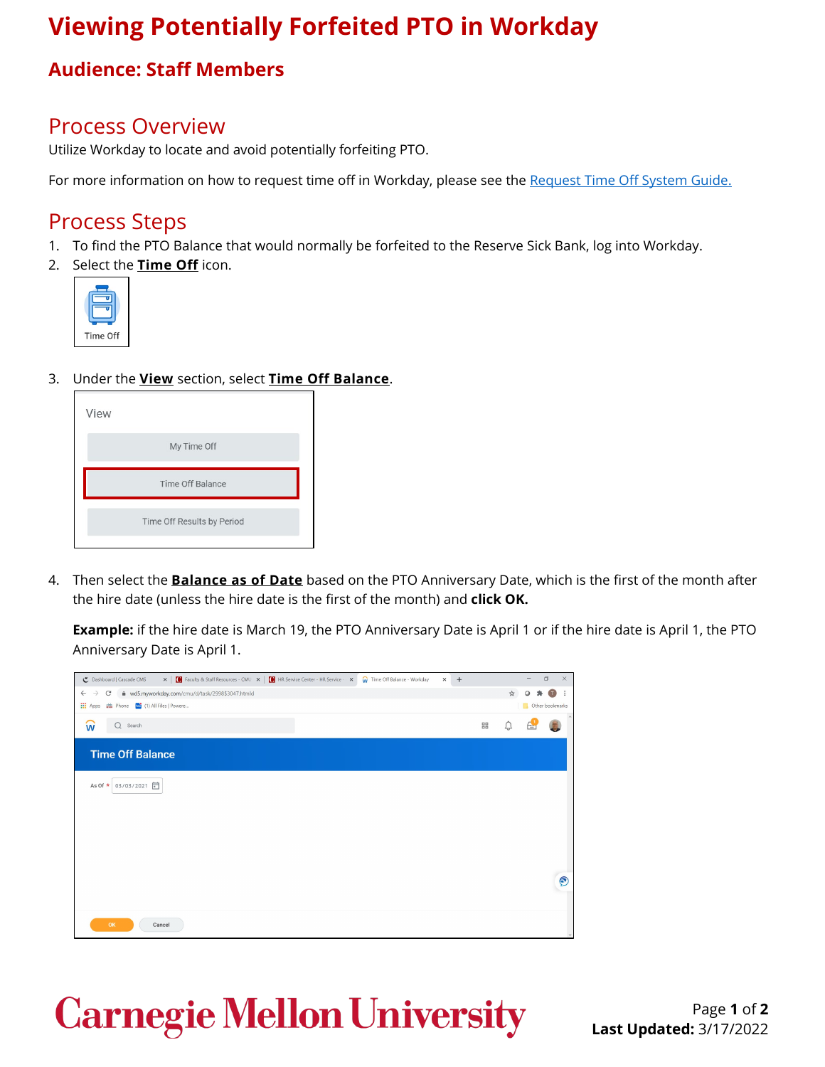# Viewing Potentially Forfeited PTO in Workday

## Audience: Staff Members

## Process Overview

Utilize Workday to locate and avoid potentially forfeiting PTO.

For more information on how to request time off in Workday, please see the [Request Time Off System Guide.]()

## Process Steps

1. To find the PTO Balance that would normally be forfeited to the Reserve Sick Bank, log into Workday.
2. Select the **Time Off** icon.
3. Under the **View** section, select **Time Off Balance**.
4. Then select the **Balance as of Date** based on the PTO Anniversary Date, which is the first of the month after the hire date (unless the hire date is the first of the month) and **click OK.**

   **Example:** if the hire date is March 19, the PTO Anniversary Date is April 1 or if the hire date is April 1, the PTO Anniversary Date is April 1.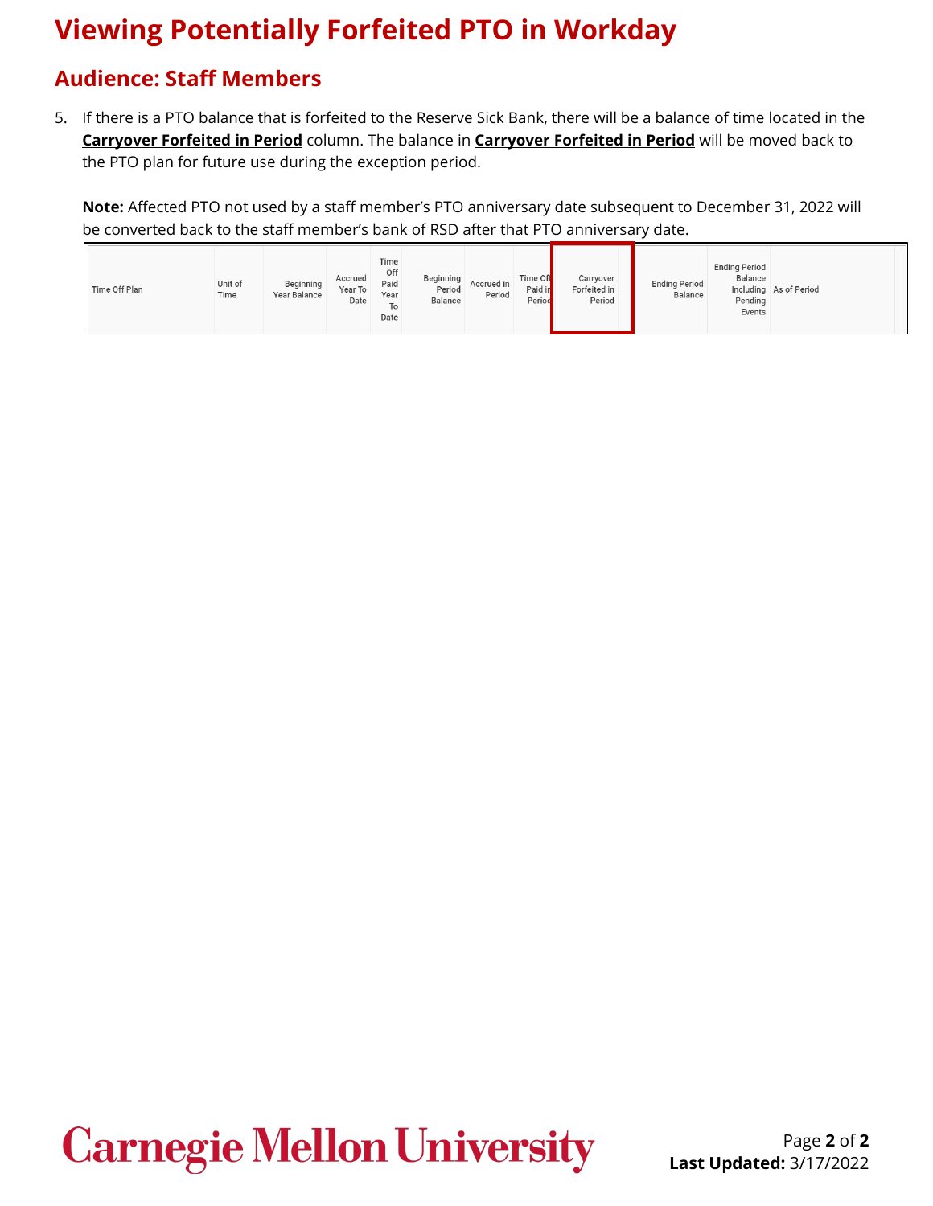# Viewing Potentially Forfeited PTO in Workday

## Audience: Staff Members

5. If there is a PTO balance that is forfeited to the Reserve Sick Bank, there will be a balance of time located in the **Carryover Forfeited in Period** column. The balance in **Carryover Forfeited in Period** will be moved back to the PTO plan for future use during the exception period.

   **Note:** Affected PTO not used by a staff member's PTO anniversary date subsequent to December 31, 2022 will be converted back to the staff member's bank of RSD after that PTO anniversary date.

| Time Off Plan | Unit of Time | Beginning Year Balance | Accrued Year To Date | Time Off Paid Year To Date | Beginning Period Balance | Accrued in Period | Time Off Paid in Period | Carryover Forfeited in Period | Ending Period Balance | Ending Period Balance Including Pending Events | As of Period |
|---|---|---|---|---|---|---|---|---|---|---|---|